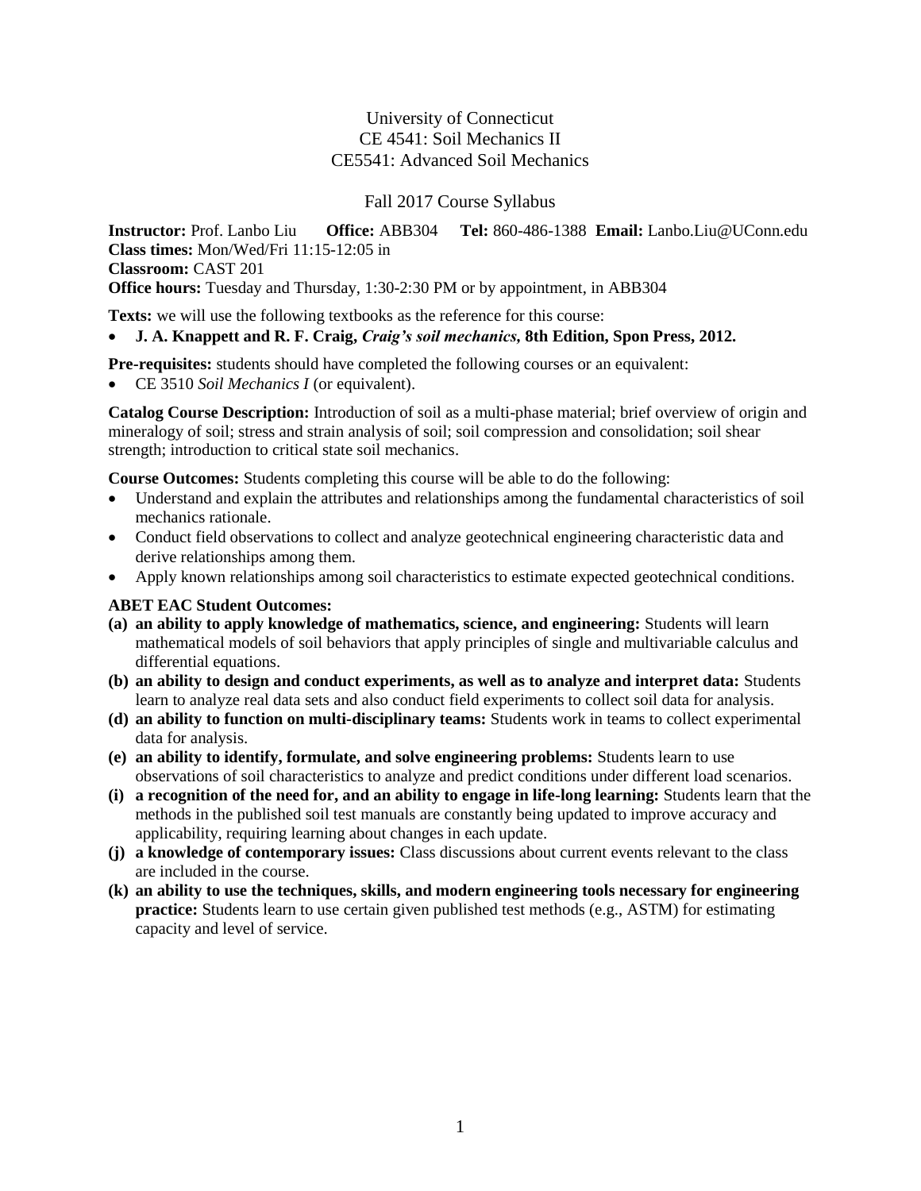# University of Connecticut
## CE 4541: Soil Mechanics II
## CE5541: Advanced Soil Mechanics

### Fall 2017 Course Syllabus

**Instructor:** Prof. Lanbo Liu **Office:** ABB304 **Tel:** 860-486-1388 **Email:** Lanbo.Liu@UConn.edu
**Class times:** Mon/Wed/Fri 11:15-12:05 in
**Classroom:** CAST 201
**Office hours:** Tuesday and Thursday, 1:30-2:30 PM or by appointment, in ABB304

**Texts:** we will use the following textbooks as the reference for this course:

- **J. A. Knappett and R. F. Craig, *Craig's soil mechanics*, 8th Edition, Spon Press, 2012.**

**Pre-requisites:** students should have completed the following courses or an equivalent:

- CE 3510 *Soil Mechanics I* (or equivalent).

**Catalog Course Description:** Introduction of soil as a multi-phase material; brief overview of origin and mineralogy of soil; stress and strain analysis of soil; soil compression and consolidation; soil shear strength; introduction to critical state soil mechanics.

**Course Outcomes:** Students completing this course will be able to do the following:

- Understand and explain the attributes and relationships among the fundamental characteristics of soil mechanics rationale.
- Conduct field observations to collect and analyze geotechnical engineering characteristic data and derive relationships among them.
- Apply known relationships among soil characteristics to estimate expected geotechnical conditions.

**ABET EAC Student Outcomes:**

- **(a) an ability to apply knowledge of mathematics, science, and engineering:** Students will learn mathematical models of soil behaviors that apply principles of single and multivariable calculus and differential equations.
- **(b) an ability to design and conduct experiments, as well as to analyze and interpret data:** Students learn to analyze real data sets and also conduct field experiments to collect soil data for analysis.
- **(d) an ability to function on multi-disciplinary teams:** Students work in teams to collect experimental data for analysis.
- **(e) an ability to identify, formulate, and solve engineering problems:** Students learn to use observations of soil characteristics to analyze and predict conditions under different load scenarios.
- **(i) a recognition of the need for, and an ability to engage in life-long learning:** Students learn that the methods in the published soil test manuals are constantly being updated to improve accuracy and applicability, requiring learning about changes in each update.
- **(j) a knowledge of contemporary issues:** Class discussions about current events relevant to the class are included in the course.
- **(k) an ability to use the techniques, skills, and modern engineering tools necessary for engineering practice:** Students learn to use certain given published test methods (e.g., ASTM) for estimating capacity and level of service.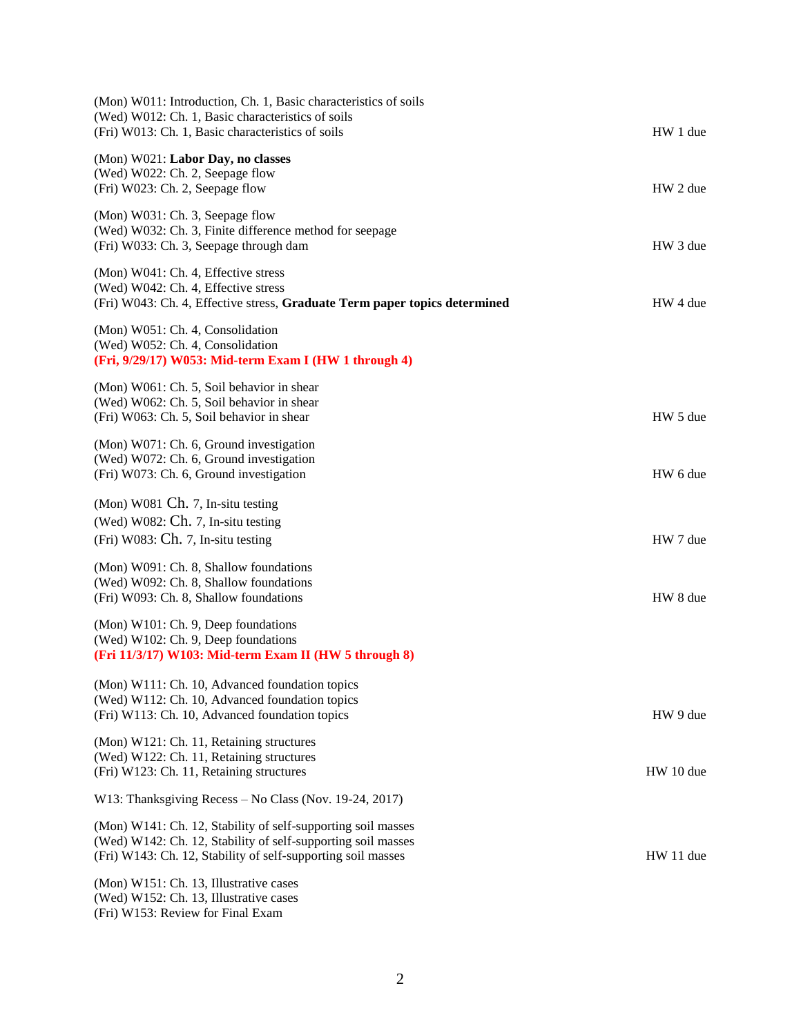(Mon) W011: Introduction, Ch. 1, Basic characteristics of soils
(Wed) W012: Ch. 1, Basic characteristics of soils
(Fri) W013: Ch. 1, Basic characteristics of soils — HW 1 due

(Mon) W021: **Labor Day, no classes**
(Wed) W022: Ch. 2, Seepage flow
(Fri) W023: Ch. 2, Seepage flow — HW 2 due

(Mon) W031: Ch. 3, Seepage flow
(Wed) W032: Ch. 3, Finite difference method for seepage
(Fri) W033: Ch. 3, Seepage through dam — HW 3 due

(Mon) W041: Ch. 4, Effective stress
(Wed) W042: Ch. 4, Effective stress
(Fri) W043: Ch. 4, Effective stress, **Graduate Term paper topics determined** — HW 4 due

(Mon) W051: Ch. 4, Consolidation
(Wed) W052: Ch. 4, Consolidation
**(Fri, 9/29/17) W053: Mid-term Exam I (HW 1 through 4)**

(Mon) W061: Ch. 5, Soil behavior in shear
(Wed) W062: Ch. 5, Soil behavior in shear
(Fri) W063: Ch. 5, Soil behavior in shear — HW 5 due

(Mon) W071: Ch. 6, Ground investigation
(Wed) W072: Ch. 6, Ground investigation
(Fri) W073: Ch. 6, Ground investigation — HW 6 due

(Mon) W081 Ch. 7, In-situ testing
(Wed) W082: Ch. 7, In-situ testing
(Fri) W083: Ch. 7, In-situ testing — HW 7 due

(Mon) W091: Ch. 8, Shallow foundations
(Wed) W092: Ch. 8, Shallow foundations
(Fri) W093: Ch. 8, Shallow foundations — HW 8 due

(Mon) W101: Ch. 9, Deep foundations
(Wed) W102: Ch. 9, Deep foundations
**(Fri 11/3/17) W103: Mid-term Exam II (HW 5 through 8)**

(Mon) W111: Ch. 10, Advanced foundation topics
(Wed) W112: Ch. 10, Advanced foundation topics
(Fri) W113: Ch. 10, Advanced foundation topics — HW 9 due

(Mon) W121: Ch. 11, Retaining structures
(Wed) W122: Ch. 11, Retaining structures
(Fri) W123: Ch. 11, Retaining structures — HW 10 due

W13: Thanksgiving Recess – No Class (Nov. 19-24, 2017)

(Mon) W141: Ch. 12, Stability of self-supporting soil masses
(Wed) W142: Ch. 12, Stability of self-supporting soil masses
(Fri) W143: Ch. 12, Stability of self-supporting soil masses — HW 11 due

(Mon) W151: Ch. 13, Illustrative cases
(Wed) W152: Ch. 13, Illustrative cases
(Fri) W153: Review for Final Exam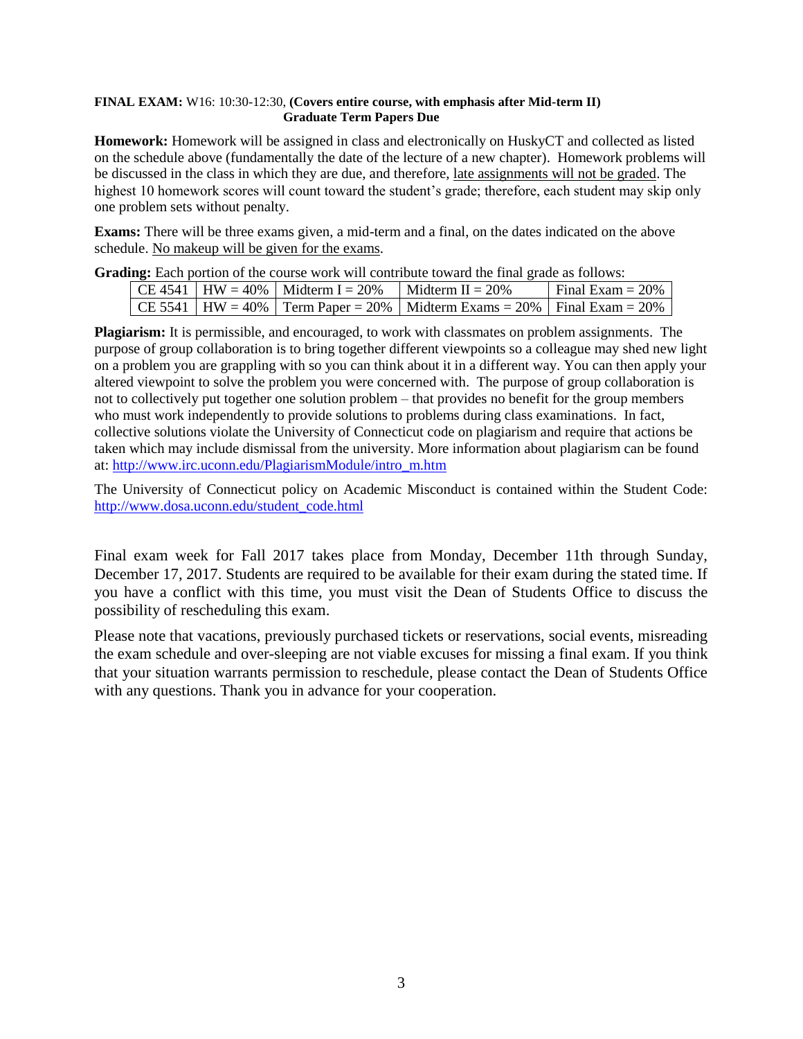**FINAL EXAM:** W16: 10:30-12:30, **(Covers entire course, with emphasis after Mid-term II)**
**Graduate Term Papers Due**

**Homework:** Homework will be assigned in class and electronically on HuskyCT and collected as listed on the schedule above (fundamentally the date of the lecture of a new chapter). Homework problems will be discussed in the class in which they are due, and therefore, late assignments will not be graded. The highest 10 homework scores will count toward the student's grade; therefore, each student may skip only one problem sets without penalty.

**Exams:** There will be three exams given, a mid-term and a final, on the dates indicated on the above schedule. No makeup will be given for the exams.

**Grading:** Each portion of the course work will contribute toward the final grade as follows:

| | | | | |
|---|---|---|---|---|
| CE 4541 | HW = 40% | Midterm I = 20% | Midterm II = 20% | Final Exam = 20% |
| CE 5541 | HW = 40% | Term Paper = 20% | Midterm Exams = 20% | Final Exam = 20% |

**Plagiarism:** It is permissible, and encouraged, to work with classmates on problem assignments. The purpose of group collaboration is to bring together different viewpoints so a colleague may shed new light on a problem you are grappling with so you can think about it in a different way. You can then apply your altered viewpoint to solve the problem you were concerned with. The purpose of group collaboration is not to collectively put together one solution problem – that provides no benefit for the group members who must work independently to provide solutions to problems during class examinations. In fact, collective solutions violate the University of Connecticut code on plagiarism and require that actions be taken which may include dismissal from the university. More information about plagiarism can be found at: http://www.irc.uconn.edu/PlagiarismModule/intro_m.htm

The University of Connecticut policy on Academic Misconduct is contained within the Student Code: http://www.dosa.uconn.edu/student_code.html

Final exam week for Fall 2017 takes place from Monday, December 11th through Sunday, December 17, 2017. Students are required to be available for their exam during the stated time. If you have a conflict with this time, you must visit the Dean of Students Office to discuss the possibility of rescheduling this exam.

Please note that vacations, previously purchased tickets or reservations, social events, misreading the exam schedule and over-sleeping are not viable excuses for missing a final exam. If you think that your situation warrants permission to reschedule, please contact the Dean of Students Office with any questions. Thank you in advance for your cooperation.